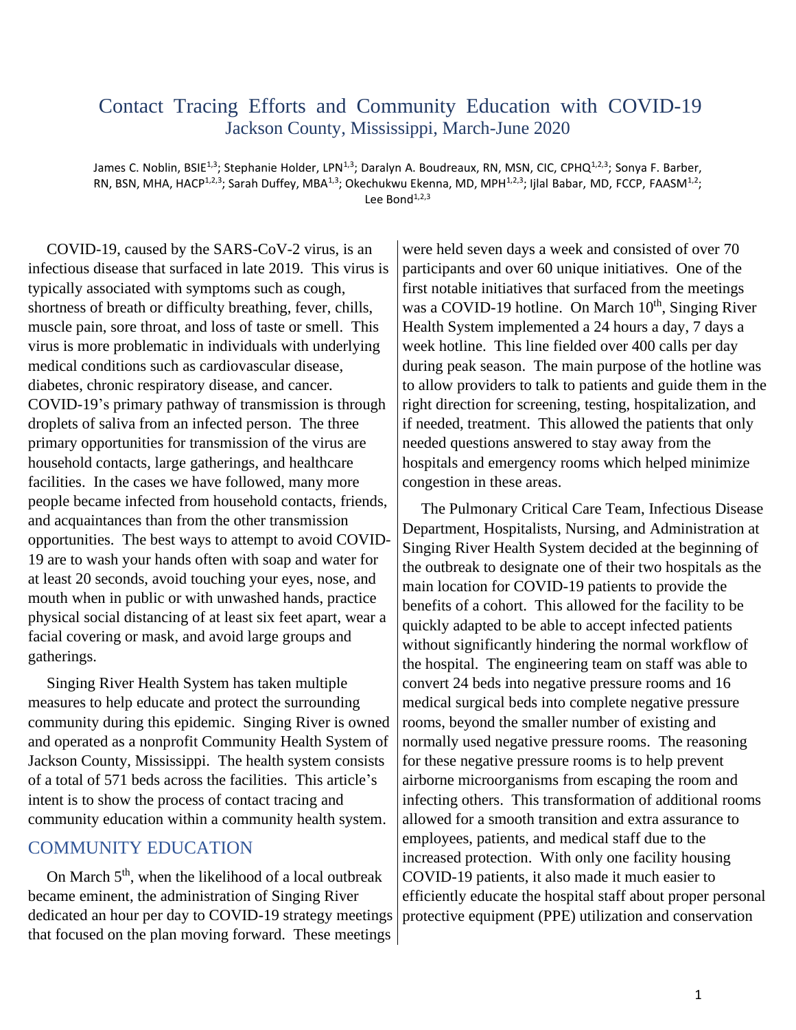# Contact Tracing Efforts and Community Education with COVID-19

## Jackson County, Mississippi, March-June 2020

James C. Noblin, BSIE[1,3]; Stephanie Holder, LPN[1,3]; Daralyn A. Boudreaux, RN, MSN, CIC, CPHQ[1,2,3]; Sonya F. Barber, RN, BSN, MHA, HACP[1,2,3]; Sarah Duffey, MBA[1,3]; Okechukwu Ekenna, MD, MPH[1,2,3]; Ijlal Babar, MD, FCCP, FAASM[1,2]; Lee Bond[1,2,3]

COVID-19, caused by the SARS-CoV-2 virus, is an infectious disease that surfaced in late 2019. This virus is typically associated with symptoms such as cough, shortness of breath or difficulty breathing, fever, chills, muscle pain, sore throat, and loss of taste or smell. This virus is more problematic in individuals with underlying medical conditions such as cardiovascular disease, diabetes, chronic respiratory disease, and cancer. COVID-19's primary pathway of transmission is through droplets of saliva from an infected person. The three primary opportunities for transmission of the virus are household contacts, large gatherings, and healthcare facilities. In the cases we have followed, many more people became infected from household contacts, friends, and acquaintances than from the other transmission opportunities. The best ways to attempt to avoid COVID-19 are to wash your hands often with soap and water for at least 20 seconds, avoid touching your eyes, nose, and mouth when in public or with unwashed hands, practice physical social distancing of at least six feet apart, wear a facial covering or mask, and avoid large groups and gatherings.

Singing River Health System has taken multiple measures to help educate and protect the surrounding community during this epidemic. Singing River is owned and operated as a nonprofit Community Health System of Jackson County, Mississippi. The health system consists of a total of 571 beds across the facilities. This article's intent is to show the process of contact tracing and community education within a community health system.

## COMMUNITY EDUCATION

On March 5th, when the likelihood of a local outbreak became eminent, the administration of Singing River dedicated an hour per day to COVID-19 strategy meetings that focused on the plan moving forward. These meetings were held seven days a week and consisted of over 70 participants and over 60 unique initiatives. One of the first notable initiatives that surfaced from the meetings was a COVID-19 hotline. On March 10th, Singing River Health System implemented a 24 hours a day, 7 days a week hotline. This line fielded over 400 calls per day during peak season. The main purpose of the hotline was to allow providers to talk to patients and guide them in the right direction for screening, testing, hospitalization, and if needed, treatment. This allowed the patients that only needed questions answered to stay away from the hospitals and emergency rooms which helped minimize congestion in these areas.

The Pulmonary Critical Care Team, Infectious Disease Department, Hospitalists, Nursing, and Administration at Singing River Health System decided at the beginning of the outbreak to designate one of their two hospitals as the main location for COVID-19 patients to provide the benefits of a cohort. This allowed for the facility to be quickly adapted to be able to accept infected patients without significantly hindering the normal workflow of the hospital. The engineering team on staff was able to convert 24 beds into negative pressure rooms and 16 medical surgical beds into complete negative pressure rooms, beyond the smaller number of existing and normally used negative pressure rooms. The reasoning for these negative pressure rooms is to help prevent airborne microorganisms from escaping the room and infecting others. This transformation of additional rooms allowed for a smooth transition and extra assurance to employees, patients, and medical staff due to the increased protection. With only one facility housing COVID-19 patients, it also made it much easier to efficiently educate the hospital staff about proper personal protective equipment (PPE) utilization and conservation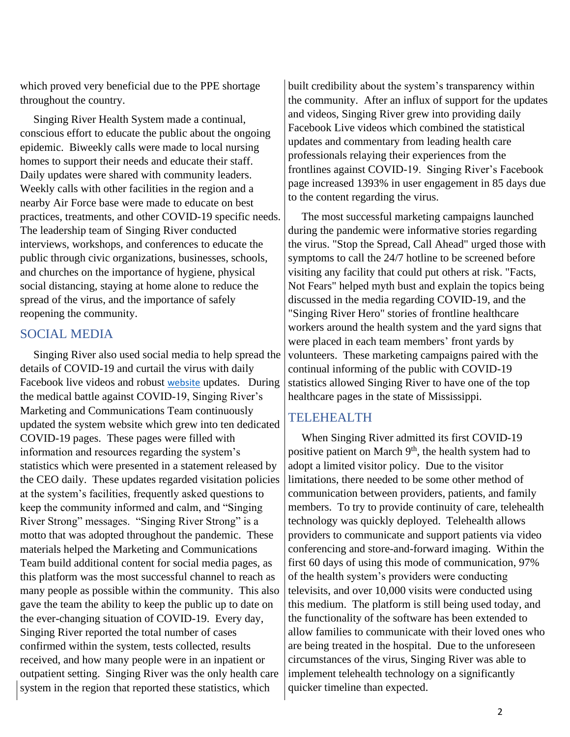which proved very beneficial due to the PPE shortage throughout the country.

Singing River Health System made a continual, conscious effort to educate the public about the ongoing epidemic. Biweekly calls were made to local nursing homes to support their needs and educate their staff. Daily updates were shared with community leaders. Weekly calls with other facilities in the region and a nearby Air Force base were made to educate on best practices, treatments, and other COVID-19 specific needs. The leadership team of Singing River conducted interviews, workshops, and conferences to educate the public through civic organizations, businesses, schools, and churches on the importance of hygiene, physical social distancing, staying at home alone to reduce the spread of the virus, and the importance of safely reopening the community.

## SOCIAL MEDIA

Singing River also used social media to help spread the details of COVID-19 and curtail the virus with daily Facebook live videos and robust website updates. During the medical battle against COVID-19, Singing River's Marketing and Communications Team continuously updated the system website which grew into ten dedicated COVID-19 pages. These pages were filled with information and resources regarding the system's statistics which were presented in a statement released by the CEO daily. These updates regarded visitation policies at the system's facilities, frequently asked questions to keep the community informed and calm, and "Singing River Strong" messages. "Singing River Strong" is a motto that was adopted throughout the pandemic. These materials helped the Marketing and Communications Team build additional content for social media pages, as this platform was the most successful channel to reach as many people as possible within the community. This also gave the team the ability to keep the public up to date on the ever-changing situation of COVID-19. Every day, Singing River reported the total number of cases confirmed within the system, tests collected, results received, and how many people were in an inpatient or outpatient setting. Singing River was the only health care system in the region that reported these statistics, which built credibility about the system's transparency within the community. After an influx of support for the updates and videos, Singing River grew into providing daily Facebook Live videos which combined the statistical updates and commentary from leading health care professionals relaying their experiences from the frontlines against COVID-19. Singing River's Facebook page increased 1393% in user engagement in 85 days due to the content regarding the virus.

The most successful marketing campaigns launched during the pandemic were informative stories regarding the virus. "Stop the Spread, Call Ahead" urged those with symptoms to call the 24/7 hotline to be screened before visiting any facility that could put others at risk. "Facts, Not Fears" helped myth bust and explain the topics being discussed in the media regarding COVID-19, and the "Singing River Hero" stories of frontline healthcare workers around the health system and the yard signs that were placed in each team members' front yards by volunteers. These marketing campaigns paired with the continual informing of the public with COVID-19 statistics allowed Singing River to have one of the top healthcare pages in the state of Mississippi.

## TELEHEALTH

When Singing River admitted its first COVID-19 positive patient on March 9th, the health system had to adopt a limited visitor policy. Due to the visitor limitations, there needed to be some other method of communication between providers, patients, and family members. To try to provide continuity of care, telehealth technology was quickly deployed. Telehealth allows providers to communicate and support patients via video conferencing and store-and-forward imaging. Within the first 60 days of using this mode of communication, 97% of the health system's providers were conducting televisits, and over 10,000 visits were conducted using this medium. The platform is still being used today, and the functionality of the software has been extended to allow families to communicate with their loved ones who are being treated in the hospital. Due to the unforeseen circumstances of the virus, Singing River was able to implement telehealth technology on a significantly quicker timeline than expected.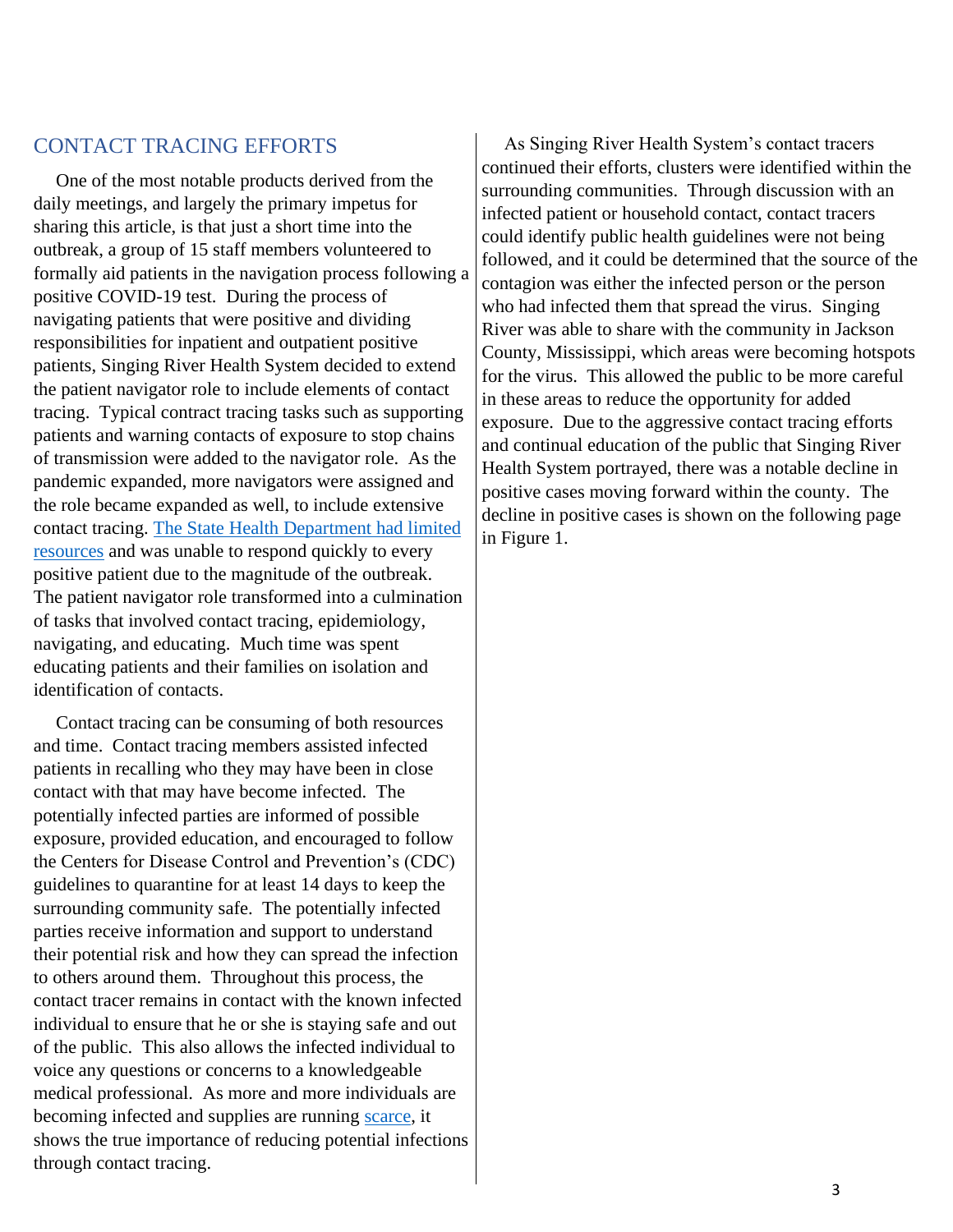## CONTACT TRACING EFFORTS

One of the most notable products derived from the daily meetings, and largely the primary impetus for sharing this article, is that just a short time into the outbreak, a group of 15 staff members volunteered to formally aid patients in the navigation process following a positive COVID-19 test. During the process of navigating patients that were positive and dividing responsibilities for inpatient and outpatient positive patients, Singing River Health System decided to extend the patient navigator role to include elements of contact tracing. Typical contract tracing tasks such as supporting patients and warning contacts of exposure to stop chains of transmission were added to the navigator role. As the pandemic expanded, more navigators were assigned and the role became expanded as well, to include extensive contact tracing. The State Health Department had limited resources and was unable to respond quickly to every positive patient due to the magnitude of the outbreak. The patient navigator role transformed into a culmination of tasks that involved contact tracing, epidemiology, navigating, and educating. Much time was spent educating patients and their families on isolation and identification of contacts.

Contact tracing can be consuming of both resources and time. Contact tracing members assisted infected patients in recalling who they may have been in close contact with that may have become infected. The potentially infected parties are informed of possible exposure, provided education, and encouraged to follow the Centers for Disease Control and Prevention's (CDC) guidelines to quarantine for at least 14 days to keep the surrounding community safe. The potentially infected parties receive information and support to understand their potential risk and how they can spread the infection to others around them. Throughout this process, the contact tracer remains in contact with the known infected individual to ensure that he or she is staying safe and out of the public. This also allows the infected individual to voice any questions or concerns to a knowledgeable medical professional. As more and more individuals are becoming infected and supplies are running scarce, it shows the true importance of reducing potential infections through contact tracing.

As Singing River Health System's contact tracers continued their efforts, clusters were identified within the surrounding communities. Through discussion with an infected patient or household contact, contact tracers could identify public health guidelines were not being followed, and it could be determined that the source of the contagion was either the infected person or the person who had infected them that spread the virus. Singing River was able to share with the community in Jackson County, Mississippi, which areas were becoming hotspots for the virus. This allowed the public to be more careful in these areas to reduce the opportunity for added exposure. Due to the aggressive contact tracing efforts and continual education of the public that Singing River Health System portrayed, there was a notable decline in positive cases moving forward within the county. The decline in positive cases is shown on the following page in Figure 1.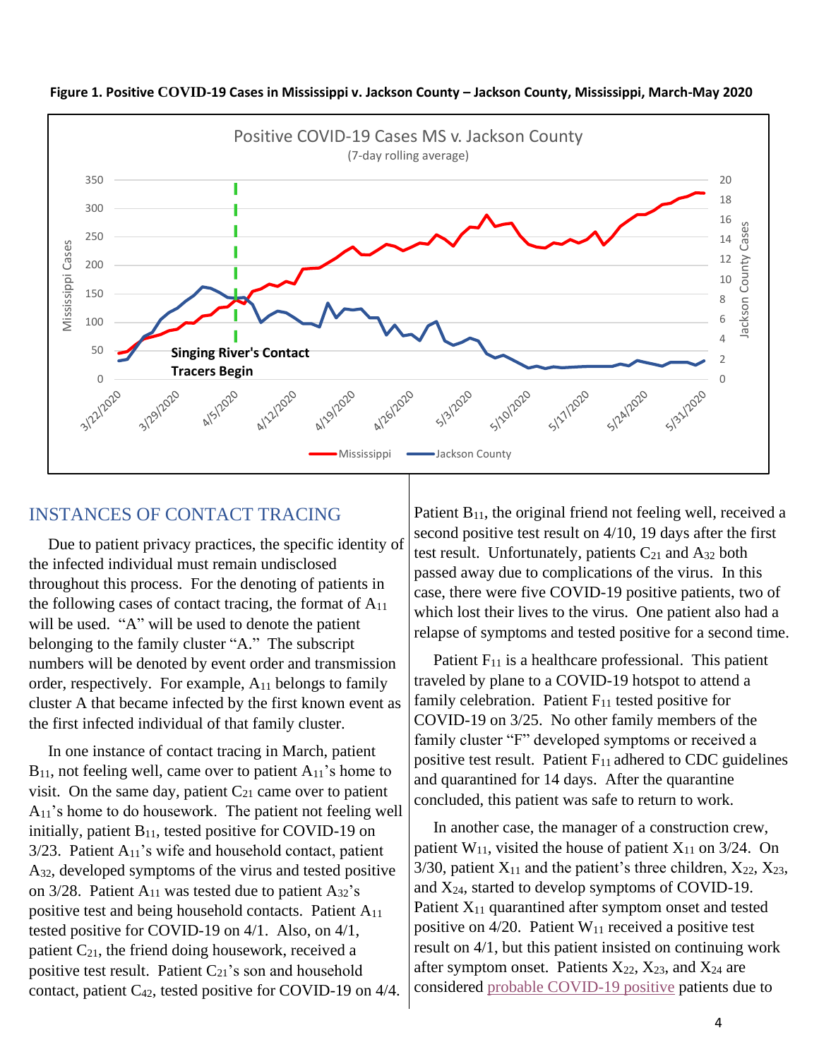**Figure 1. Positive COVID-19 Cases in Mississippi v. Jackson County – Jackson County, Mississippi, March-May 2020**

## INSTANCES OF CONTACT TRACING

Due to patient privacy practices, the specific identity of the infected individual must remain undisclosed throughout this process. For the denoting of patients in the following cases of contact tracing, the format of $A_{11}$ will be used. "A" will be used to denote the patient belonging to the family cluster "A." The subscript numbers will be denoted by event order and transmission order, respectively. For example, $A_{11}$ belongs to family cluster A that became infected by the first known event as the first infected individual of that family cluster.

In one instance of contact tracing in March, patient $B_{11}$, not feeling well, came over to patient $A_{11}$'s home to visit. On the same day, patient $C_{21}$ came over to patient $A_{11}$'s home to do housework. The patient not feeling well initially, patient $B_{11}$, tested positive for COVID-19 on 3/23. Patient $A_{11}$'s wife and household contact, patient $A_{32}$, developed symptoms of the virus and tested positive on 3/28. Patient $A_{11}$ was tested due to patient $A_{32}$'s positive test and being household contacts. Patient $A_{11}$ tested positive for COVID-19 on 4/1. Also, on 4/1, patient $C_{21}$, the friend doing housework, received a positive test result. Patient $C_{21}$'s son and household contact, patient $C_{42}$, tested positive for COVID-19 on 4/4. Patient $B_{11}$, the original friend not feeling well, received a second positive test result on 4/10, 19 days after the first test result. Unfortunately, patients $C_{21}$ and $A_{32}$ both passed away due to complications of the virus. In this case, there were five COVID-19 positive patients, two of which lost their lives to the virus. One patient also had a relapse of symptoms and tested positive for a second time.

Patient $F_{11}$ is a healthcare professional. This patient traveled by plane to a COVID-19 hotspot to attend a family celebration. Patient $F_{11}$ tested positive for COVID-19 on 3/25. No other family members of the family cluster "F" developed symptoms or received a positive test result. Patient $F_{11}$ adhered to CDC guidelines and quarantined for 14 days. After the quarantine concluded, this patient was safe to return to work.

In another case, the manager of a construction crew, patient $W_{11}$, visited the house of patient $X_{11}$ on 3/24. On 3/30, patient $X_{11}$ and the patient's three children, $X_{22}$, $X_{23}$, and $X_{24}$, started to develop symptoms of COVID-19. Patient $X_{11}$ quarantined after symptom onset and tested positive on 4/20. Patient $W_{11}$ received a positive test result on 4/1, but this patient insisted on continuing work after symptom onset. Patients $X_{22}$, $X_{23}$, and $X_{24}$ are considered probable COVID-19 positive patients due to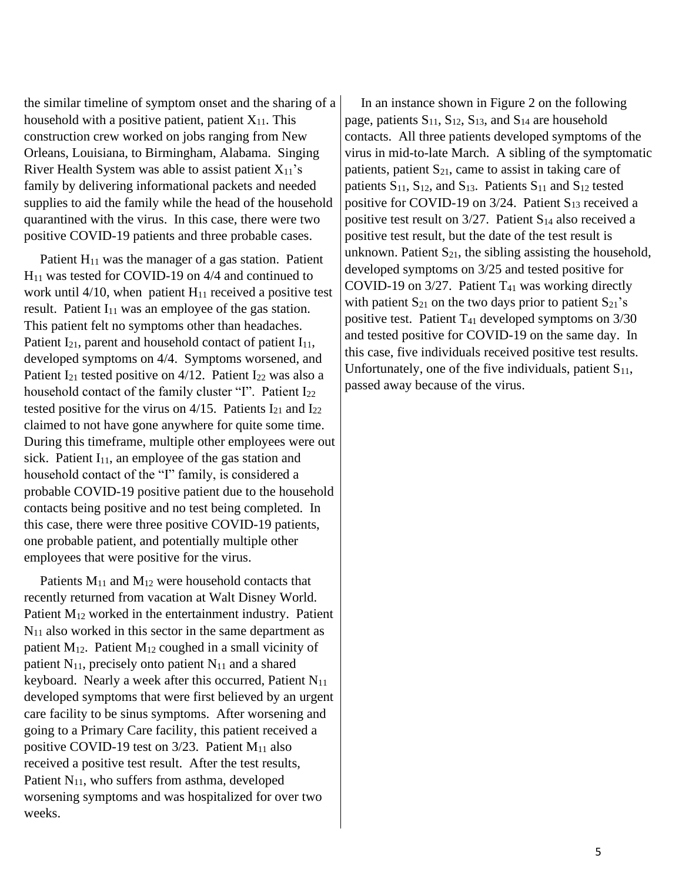the similar timeline of symptom onset and the sharing of a household with a positive patient, patient $X_{11}$. This construction crew worked on jobs ranging from New Orleans, Louisiana, to Birmingham, Alabama. Singing River Health System was able to assist patient $X_{11}$'s family by delivering informational packets and needed supplies to aid the family while the head of the household quarantined with the virus. In this case, there were two positive COVID-19 patients and three probable cases.

Patient $H_{11}$ was the manager of a gas station. Patient $H_{11}$ was tested for COVID-19 on 4/4 and continued to work until 4/10, when patient $H_{11}$ received a positive test result. Patient $I_{11}$ was an employee of the gas station. This patient felt no symptoms other than headaches. Patient $I_{21}$, parent and household contact of patient $I_{11}$, developed symptoms on 4/4. Symptoms worsened, and Patient $I_{21}$ tested positive on 4/12. Patient $I_{22}$ was also a household contact of the family cluster "I". Patient $I_{22}$ tested positive for the virus on 4/15. Patients $I_{21}$ and $I_{22}$ claimed to not have gone anywhere for quite some time. During this timeframe, multiple other employees were out sick. Patient $I_{11}$, an employee of the gas station and household contact of the "I" family, is considered a probable COVID-19 positive patient due to the household contacts being positive and no test being completed. In this case, there were three positive COVID-19 patients, one probable patient, and potentially multiple other employees that were positive for the virus.

Patients $M_{11}$ and $M_{12}$ were household contacts that recently returned from vacation at Walt Disney World. Patient $M_{12}$ worked in the entertainment industry. Patient $N_{11}$ also worked in this sector in the same department as patient $M_{12}$. Patient $M_{12}$ coughed in a small vicinity of patient $N_{11}$, precisely onto patient $N_{11}$ and a shared keyboard. Nearly a week after this occurred, Patient $N_{11}$ developed symptoms that were first believed by an urgent care facility to be sinus symptoms. After worsening and going to a Primary Care facility, this patient received a positive COVID-19 test on 3/23. Patient $M_{11}$ also received a positive test result. After the test results, Patient $N_{11}$, who suffers from asthma, developed worsening symptoms and was hospitalized for over two weeks.

In an instance shown in Figure 2 on the following page, patients $S_{11}$, $S_{12}$, $S_{13}$, and $S_{14}$ are household contacts. All three patients developed symptoms of the virus in mid-to-late March. A sibling of the symptomatic patients, patient $S_{21}$, came to assist in taking care of patients $S_{11}$, $S_{12}$, and $S_{13}$. Patients $S_{11}$ and $S_{12}$ tested positive for COVID-19 on 3/24. Patient $S_{13}$ received a positive test result on 3/27. Patient $S_{14}$ also received a positive test result, but the date of the test result is unknown. Patient $S_{21}$, the sibling assisting the household, developed symptoms on 3/25 and tested positive for COVID-19 on 3/27. Patient $T_{41}$ was working directly with patient $S_{21}$ on the two days prior to patient $S_{21}$'s positive test. Patient $T_{41}$ developed symptoms on 3/30 and tested positive for COVID-19 on the same day. In this case, five individuals received positive test results. Unfortunately, one of the five individuals, patient $S_{11}$, passed away because of the virus.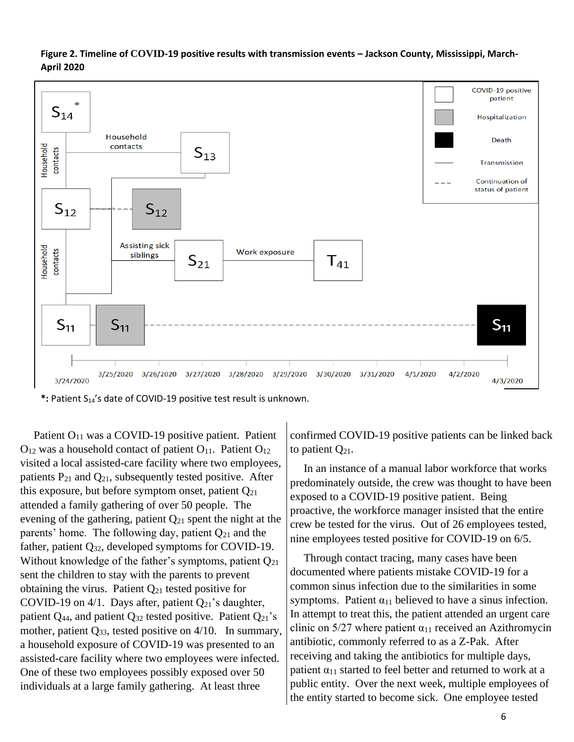**Figure 2. Timeline of COVID-19 positive results with transmission events – Jackson County, Mississippi, March-April 2020**

*: Patient $S_{14}$'s date of COVID-19 positive test result is unknown.

Patient $O_{11}$ was a COVID-19 positive patient. Patient $O_{12}$ was a household contact of patient $O_{11}$. Patient $O_{12}$ visited a local assisted-care facility where two employees, patients $P_{21}$ and $Q_{21}$, subsequently tested positive. After this exposure, but before symptom onset, patient $Q_{21}$ attended a family gathering of over 50 people. The evening of the gathering, patient $Q_{21}$ spent the night at the parents' home. The following day, patient $Q_{21}$ and the father, patient $Q_{32}$, developed symptoms for COVID-19. Without knowledge of the father's symptoms, patient $Q_{21}$ sent the children to stay with the parents to prevent obtaining the virus. Patient $Q_{21}$ tested positive for COVID-19 on 4/1. Days after, patient $Q_{21}$'s daughter, patient $Q_{44}$, and patient $Q_{32}$ tested positive. Patient $Q_{21}$'s mother, patient $Q_{33}$, tested positive on 4/10. In summary, a household exposure of COVID-19 was presented to an assisted-care facility where two employees were infected. One of these two employees possibly exposed over 50 individuals at a large family gathering. At least three confirmed COVID-19 positive patients can be linked back to patient $Q_{21}$.

In an instance of a manual labor workforce that works predominately outside, the crew was thought to have been exposed to a COVID-19 positive patient. Being proactive, the workforce manager insisted that the entire crew be tested for the virus. Out of 26 employees tested, nine employees tested positive for COVID-19 on 6/5.

Through contact tracing, many cases have been documented where patients mistake COVID-19 for a common sinus infection due to the similarities in some symptoms. Patient $\alpha_{11}$ believed to have a sinus infection. In attempt to treat this, the patient attended an urgent care clinic on 5/27 where patient $\alpha_{11}$ received an Azithromycin antibiotic, commonly referred to as a Z-Pak. After receiving and taking the antibiotics for multiple days, patient $\alpha_{11}$ started to feel better and returned to work at a public entity. Over the next week, multiple employees of the entity started to become sick. One employee tested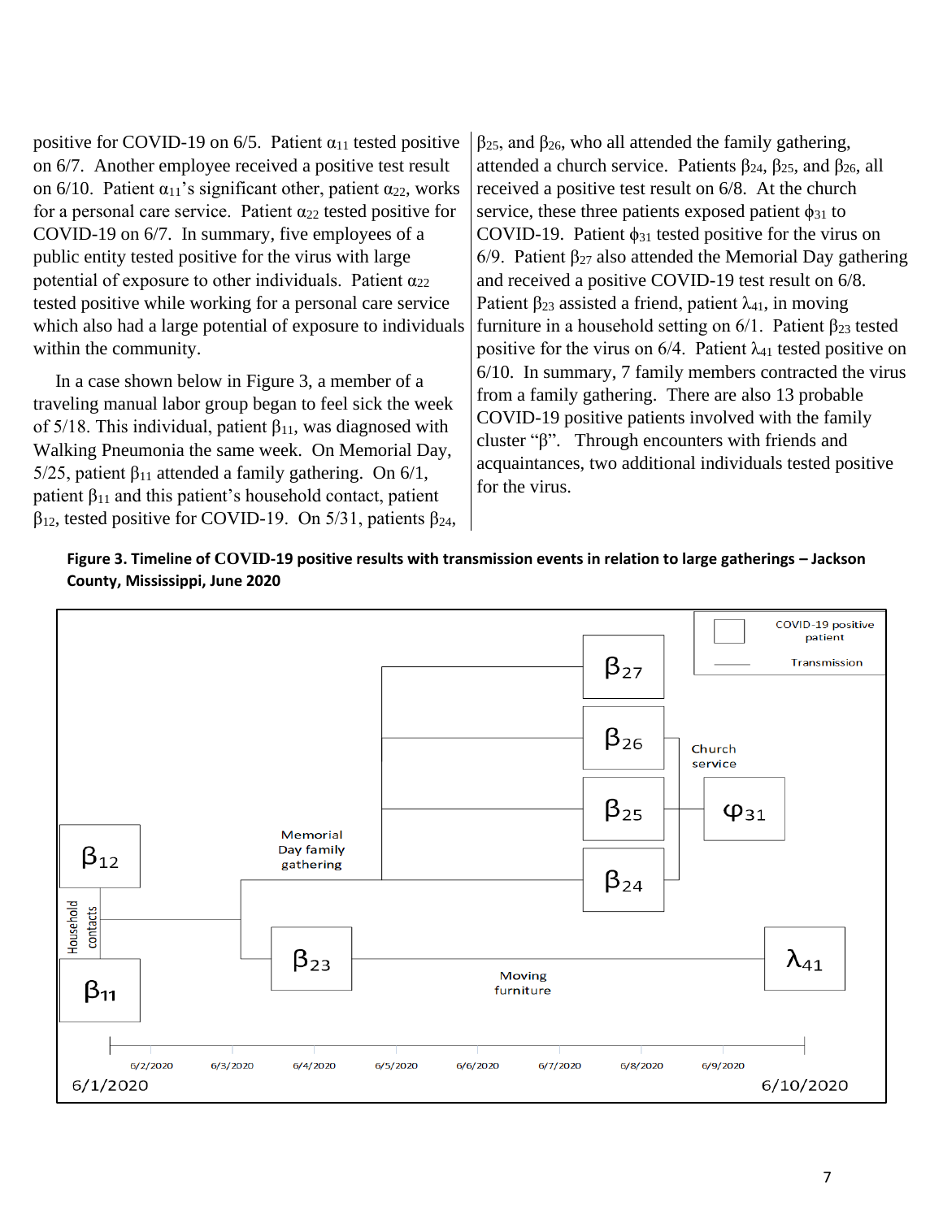positive for COVID-19 on 6/5. Patient $\alpha_{11}$ tested positive on 6/7. Another employee received a positive test result on 6/10. Patient $\alpha_{11}$'s significant other, patient $\alpha_{22}$, works for a personal care service. Patient $\alpha_{22}$ tested positive for COVID-19 on 6/7. In summary, five employees of a public entity tested positive for the virus with large potential of exposure to other individuals. Patient $\alpha_{22}$ tested positive while working for a personal care service which also had a large potential of exposure to individuals within the community.

In a case shown below in Figure 3, a member of a traveling manual labor group began to feel sick the week of 5/18. This individual, patient $\beta_{11}$, was diagnosed with Walking Pneumonia the same week. On Memorial Day, 5/25, patient $\beta_{11}$ attended a family gathering. On 6/1, patient $\beta_{11}$ and this patient's household contact, patient $\beta_{12}$, tested positive for COVID-19. On 5/31, patients $\beta_{24}$, $\beta_{25}$, and $\beta_{26}$, who all attended the family gathering, attended a church service. Patients $\beta_{24}$, $\beta_{25}$, and $\beta_{26}$, all received a positive test result on 6/8. At the church service, these three patients exposed patient $\phi_{31}$ to COVID-19. Patient $\phi_{31}$ tested positive for the virus on 6/9. Patient $\beta_{27}$ also attended the Memorial Day gathering and received a positive COVID-19 test result on 6/8. Patient $\beta_{23}$ assisted a friend, patient $\lambda_{41}$, in moving furniture in a household setting on 6/1. Patient $\beta_{23}$ tested positive for the virus on 6/4. Patient $\lambda_{41}$ tested positive on 6/10. In summary, 7 family members contracted the virus from a family gathering. There are also 13 probable COVID-19 positive patients involved with the family cluster "β". Through encounters with friends and acquaintances, two additional individuals tested positive for the virus.

**Figure 3. Timeline of COVID-19 positive results with transmission events in relation to large gatherings – Jackson County, Mississippi, June 2020**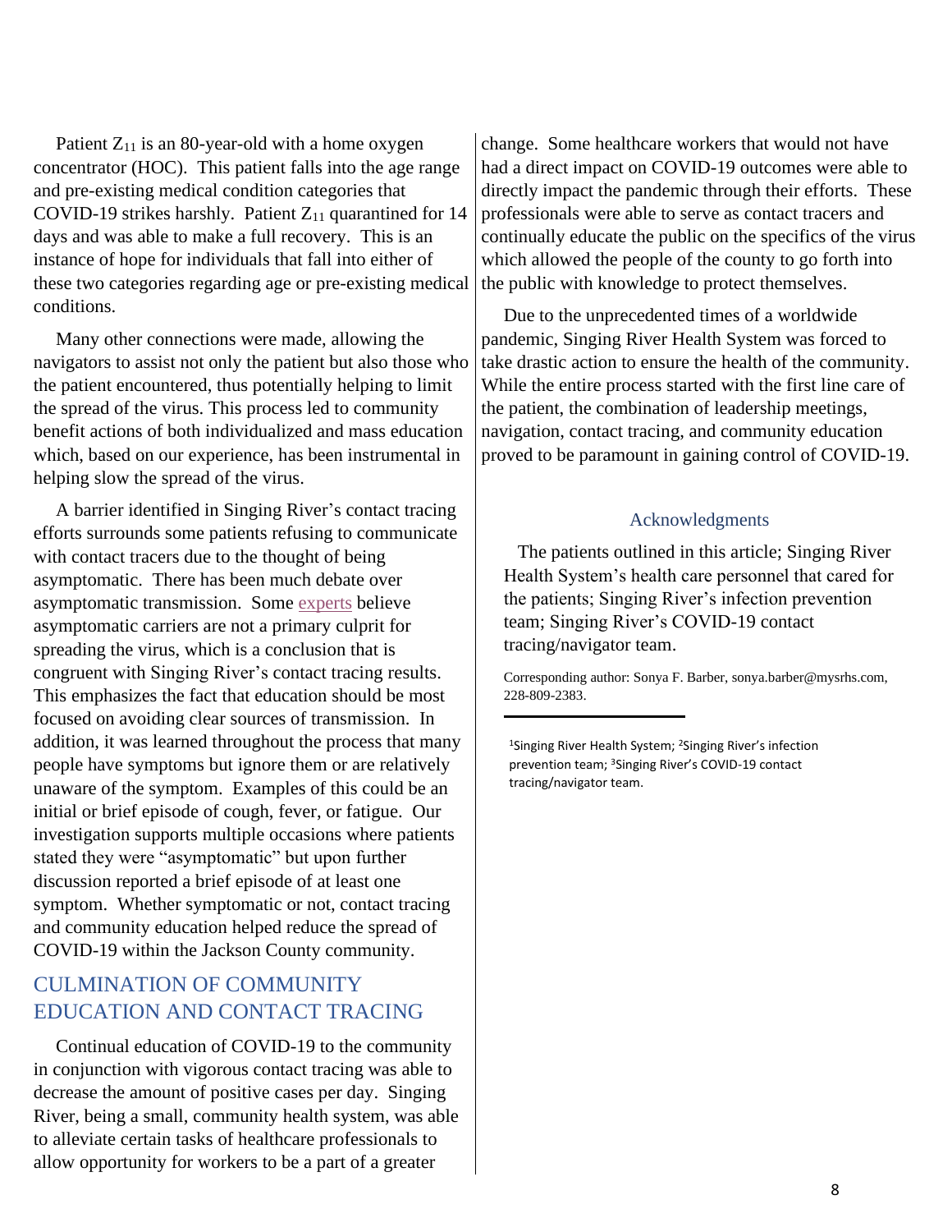Patient $Z_{11}$ is an 80-year-old with a home oxygen concentrator (HOC). This patient falls into the age range and pre-existing medical condition categories that COVID-19 strikes harshly. Patient $Z_{11}$ quarantined for 14 days and was able to make a full recovery. This is an instance of hope for individuals that fall into either of these two categories regarding age or pre-existing medical conditions.

Many other connections were made, allowing the navigators to assist not only the patient but also those who the patient encountered, thus potentially helping to limit the spread of the virus. This process led to community benefit actions of both individualized and mass education which, based on our experience, has been instrumental in helping slow the spread of the virus.

A barrier identified in Singing River's contact tracing efforts surrounds some patients refusing to communicate with contact tracers due to the thought of being asymptomatic. There has been much debate over asymptomatic transmission. Some experts believe asymptomatic carriers are not a primary culprit for spreading the virus, which is a conclusion that is congruent with Singing River's contact tracing results. This emphasizes the fact that education should be most focused on avoiding clear sources of transmission. In addition, it was learned throughout the process that many people have symptoms but ignore them or are relatively unaware of the symptom. Examples of this could be an initial or brief episode of cough, fever, or fatigue. Our investigation supports multiple occasions where patients stated they were "asymptomatic" but upon further discussion reported a brief episode of at least one symptom. Whether symptomatic or not, contact tracing and community education helped reduce the spread of COVID-19 within the Jackson County community.

## CULMINATION OF COMMUNITY EDUCATION AND CONTACT TRACING

Continual education of COVID-19 to the community in conjunction with vigorous contact tracing was able to decrease the amount of positive cases per day. Singing River, being a small, community health system, was able to alleviate certain tasks of healthcare professionals to allow opportunity for workers to be a part of a greater change. Some healthcare workers that would not have had a direct impact on COVID-19 outcomes were able to directly impact the pandemic through their efforts. These professionals were able to serve as contact tracers and continually educate the public on the specifics of the virus which allowed the people of the county to go forth into the public with knowledge to protect themselves.

Due to the unprecedented times of a worldwide pandemic, Singing River Health System was forced to take drastic action to ensure the health of the community. While the entire process started with the first line care of the patient, the combination of leadership meetings, navigation, contact tracing, and community education proved to be paramount in gaining control of COVID-19.

## Acknowledgments

The patients outlined in this article; Singing River Health System's health care personnel that cared for the patients; Singing River's infection prevention team; Singing River's COVID-19 contact tracing/navigator team.

Corresponding author: Sonya F. Barber, sonya.barber@mysrhs.com, 228-809-2383.

---

[1]Singing River Health System; [2]Singing River's infection prevention team; [3]Singing River's COVID-19 contact tracing/navigator team.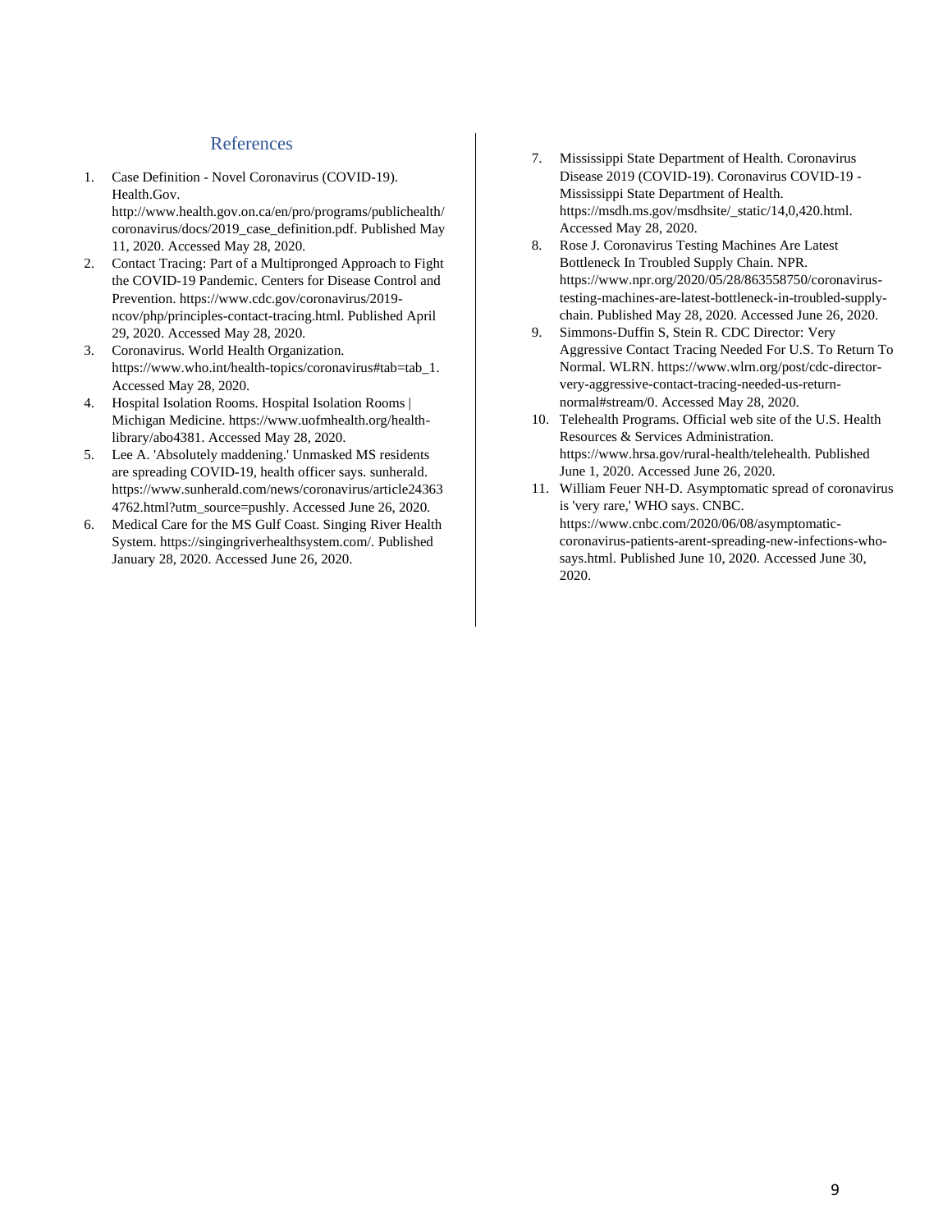## References

1. Case Definition - Novel Coronavirus (COVID-19). Health.Gov. http://www.health.gov.on.ca/en/pro/programs/publichealth/coronavirus/docs/2019_case_definition.pdf. Published May 11, 2020. Accessed May 28, 2020.
2. Contact Tracing: Part of a Multipronged Approach to Fight the COVID-19 Pandemic. Centers for Disease Control and Prevention. https://www.cdc.gov/coronavirus/2019-ncov/php/principles-contact-tracing.html. Published April 29, 2020. Accessed May 28, 2020.
3. Coronavirus. World Health Organization. https://www.who.int/health-topics/coronavirus#tab=tab_1. Accessed May 28, 2020.
4. Hospital Isolation Rooms. Hospital Isolation Rooms | Michigan Medicine. https://www.uofmhealth.org/health-library/abo4381. Accessed May 28, 2020.
5. Lee A. 'Absolutely maddening.' Unmasked MS residents are spreading COVID-19, health officer says. sunherald. https://www.sunherald.com/news/coronavirus/article243634762.html?utm_source=pushly. Accessed June 26, 2020.
6. Medical Care for the MS Gulf Coast. Singing River Health System. https://singingriverhealthsystem.com/. Published January 28, 2020. Accessed June 26, 2020.
7. Mississippi State Department of Health. Coronavirus Disease 2019 (COVID-19). Coronavirus COVID-19 - Mississippi State Department of Health. https://msdh.ms.gov/msdhsite/_static/14,0,420.html. Accessed May 28, 2020.
8. Rose J. Coronavirus Testing Machines Are Latest Bottleneck In Troubled Supply Chain. NPR. https://www.npr.org/2020/05/28/863558750/coronavirus-testing-machines-are-latest-bottleneck-in-troubled-supply-chain. Published May 28, 2020. Accessed June 26, 2020.
9. Simmons-Duffin S, Stein R. CDC Director: Very Aggressive Contact Tracing Needed For U.S. To Return To Normal. WLRN. https://www.wlrn.org/post/cdc-director-very-aggressive-contact-tracing-needed-us-return-normal#stream/0. Accessed May 28, 2020.
10. Telehealth Programs. Official web site of the U.S. Health Resources & Services Administration. https://www.hrsa.gov/rural-health/telehealth. Published June 1, 2020. Accessed June 26, 2020.
11. William Feuer NH-D. Asymptomatic spread of coronavirus is 'very rare,' WHO says. CNBC. https://www.cnbc.com/2020/06/08/asymptomatic-coronavirus-patients-arent-spreading-new-infections-who-says.html. Published June 10, 2020. Accessed June 30, 2020.